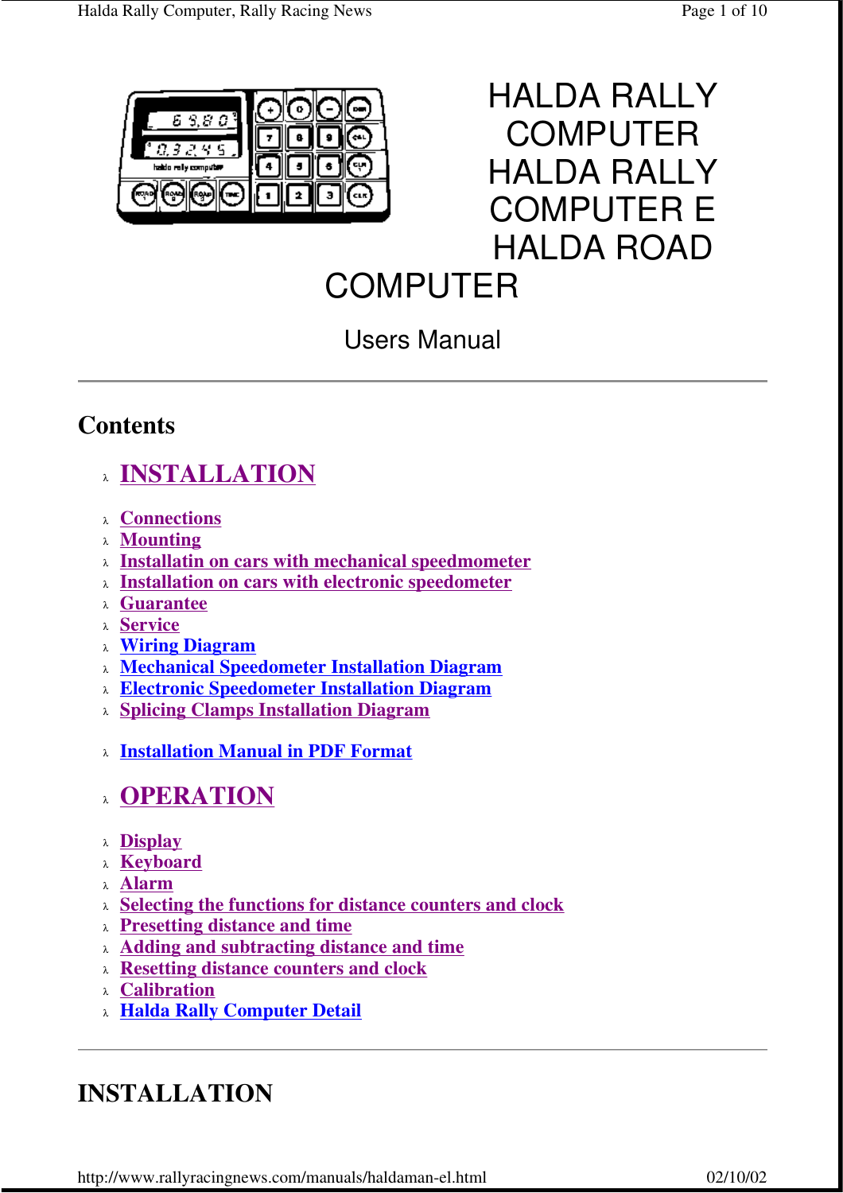# HALDA RALLY COMPUTER HALDA RALLY COMPUTER E HALDA ROAD COMPUTER

Users Manual

---

## Contents

- **INSTALLATION**

- Connections
- Mounting
- Installatin on cars with mechanical speedmometer
- Installation on cars with electronic speedometer
- Guarantee
- Service
- Wiring Diagram
- Mechanical Speedometer Installation Diagram
- Electronic Speedometer Installation Diagram
- Splicing Clamps Installation Diagram

- Installation Manual in PDF Format

- **OPERATION**

- Display
- Keyboard
- Alarm
- Selecting the functions for distance counters and clock
- Presetting distance and time
- Adding and subtracting distance and time
- Resetting distance counters and clock
- Calibration
- Halda Rally Computer Detail

---

## INSTALLATION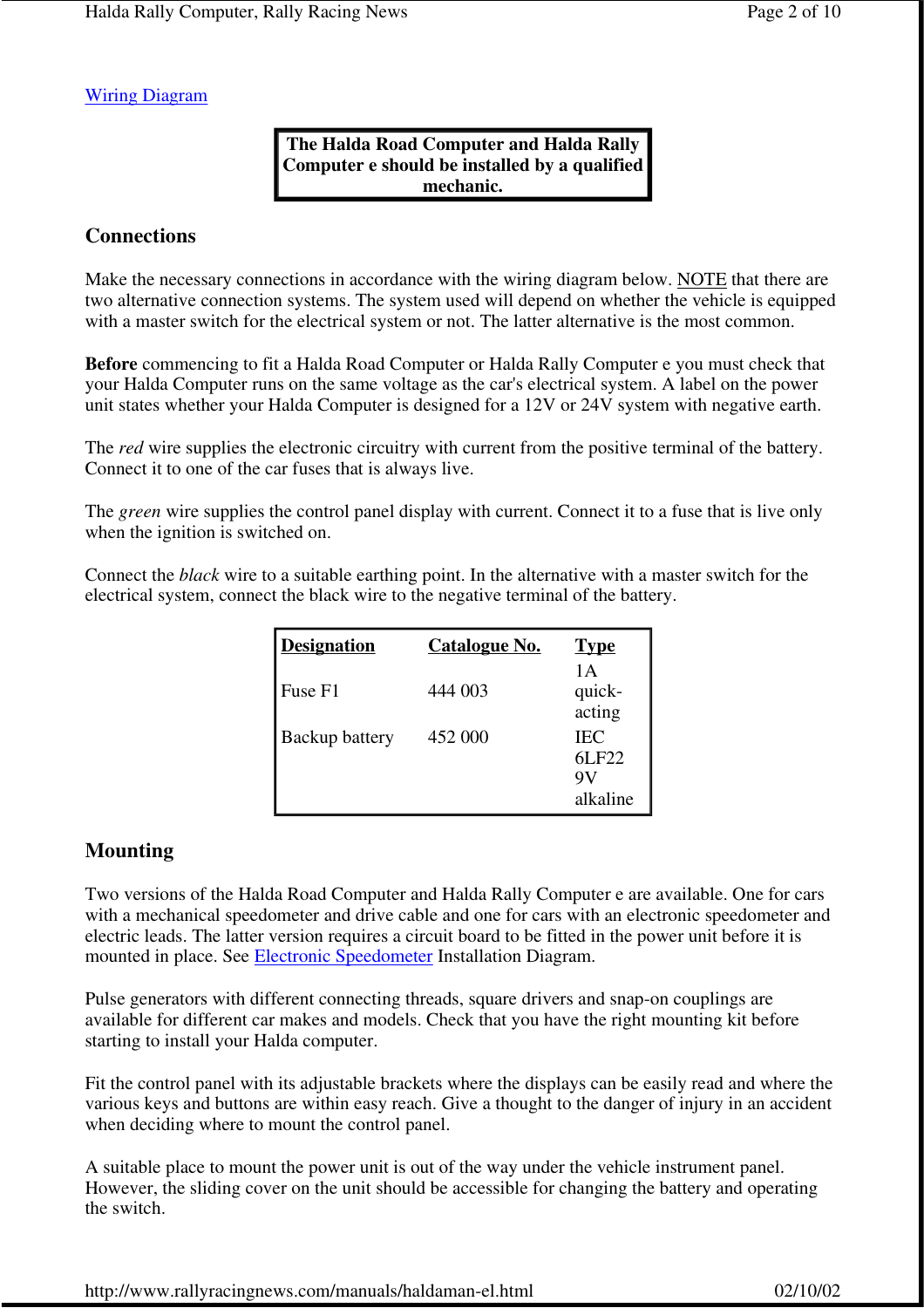[Wiring Diagram]

**The Halda Road Computer and Halda Rally Computer e should be installed by a qualified mechanic.**

## Connections

Make the necessary connections in accordance with the wiring diagram below. NOTE that there are two alternative connection systems. The system used will depend on whether the vehicle is equipped with a master switch for the electrical system or not. The latter alternative is the most common.

**Before** commencing to fit a Halda Road Computer or Halda Rally Computer e you must check that your Halda Computer runs on the same voltage as the car's electrical system. A label on the power unit states whether your Halda Computer is designed for a 12V or 24V system with negative earth.

The *red* wire supplies the electronic circuitry with current from the positive terminal of the battery. Connect it to one of the car fuses that is always live.

The *green* wire supplies the control panel display with current. Connect it to a fuse that is live only when the ignition is switched on.

Connect the *black* wire to a suitable earthing point. In the alternative with a master switch for the electrical system, connect the black wire to the negative terminal of the battery.

| Designation | Catalogue No. | Type |
|---|---|---|
| Fuse F1 | 444 003 | 1A quick-acting |
| Backup battery | 452 000 | IEC 6LF22 9V alkaline |

## Mounting

Two versions of the Halda Road Computer and Halda Rally Computer e are available. One for cars with a mechanical speedometer and drive cable and one for cars with an electronic speedometer and electric leads. The latter version requires a circuit board to be fitted in the power unit before it is mounted in place. See [Electronic Speedometer] Installation Diagram.

Pulse generators with different connecting threads, square drivers and snap-on couplings are available for different car makes and models. Check that you have the right mounting kit before starting to install your Halda computer.

Fit the control panel with its adjustable brackets where the displays can be easily read and where the various keys and buttons are within easy reach. Give a thought to the danger of injury in an accident when deciding where to mount the control panel.

A suitable place to mount the power unit is out of the way under the vehicle instrument panel. However, the sliding cover on the unit should be accessible for changing the battery and operating the switch.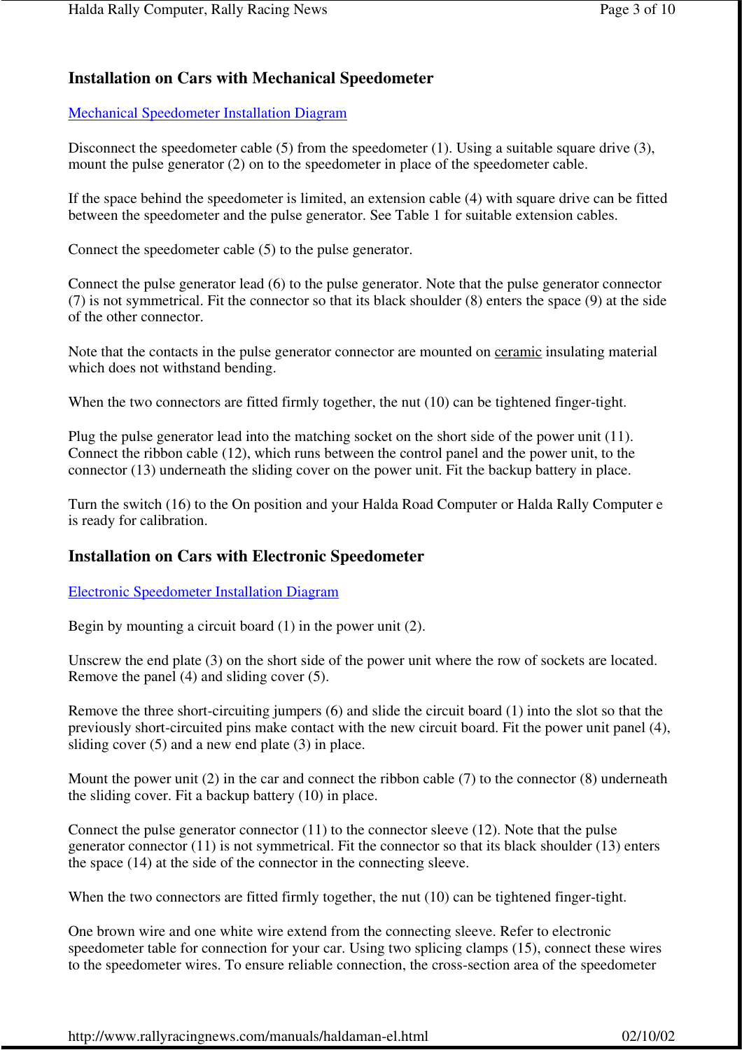## Installation on Cars with Mechanical Speedometer

Mechanical Speedometer Installation Diagram

Disconnect the speedometer cable (5) from the speedometer (1). Using a suitable square drive (3), mount the pulse generator (2) on to the speedometer in place of the speedometer cable.

If the space behind the speedometer is limited, an extension cable (4) with square drive can be fitted between the speedometer and the pulse generator. See Table 1 for suitable extension cables.

Connect the speedometer cable (5) to the pulse generator.

Connect the pulse generator lead (6) to the pulse generator. Note that the pulse generator connector (7) is not symmetrical. Fit the connector so that its black shoulder (8) enters the space (9) at the side of the other connector.

Note that the contacts in the pulse generator connector are mounted on ceramic insulating material which does not withstand bending.

When the two connectors are fitted firmly together, the nut (10) can be tightened finger-tight.

Plug the pulse generator lead into the matching socket on the short side of the power unit (11). Connect the ribbon cable (12), which runs between the control panel and the power unit, to the connector (13) underneath the sliding cover on the power unit. Fit the backup battery in place.

Turn the switch (16) to the On position and your Halda Road Computer or Halda Rally Computer e is ready for calibration.

## Installation on Cars with Electronic Speedometer

Electronic Speedometer Installation Diagram

Begin by mounting a circuit board (1) in the power unit (2).

Unscrew the end plate (3) on the short side of the power unit where the row of sockets are located. Remove the panel (4) and sliding cover (5).

Remove the three short-circuiting jumpers (6) and slide the circuit board (1) into the slot so that the previously short-circuited pins make contact with the new circuit board. Fit the power unit panel (4), sliding cover (5) and a new end plate (3) in place.

Mount the power unit (2) in the car and connect the ribbon cable (7) to the connector (8) underneath the sliding cover. Fit a backup battery (10) in place.

Connect the pulse generator connector (11) to the connector sleeve (12). Note that the pulse generator connector (11) is not symmetrical. Fit the connector so that its black shoulder (13) enters the space (14) at the side of the connector in the connecting sleeve.

When the two connectors are fitted firmly together, the nut (10) can be tightened finger-tight.

One brown wire and one white wire extend from the connecting sleeve. Refer to electronic speedometer table for connection for your car. Using two splicing clamps (15), connect these wires to the speedometer wires. To ensure reliable connection, the cross-section area of the speedometer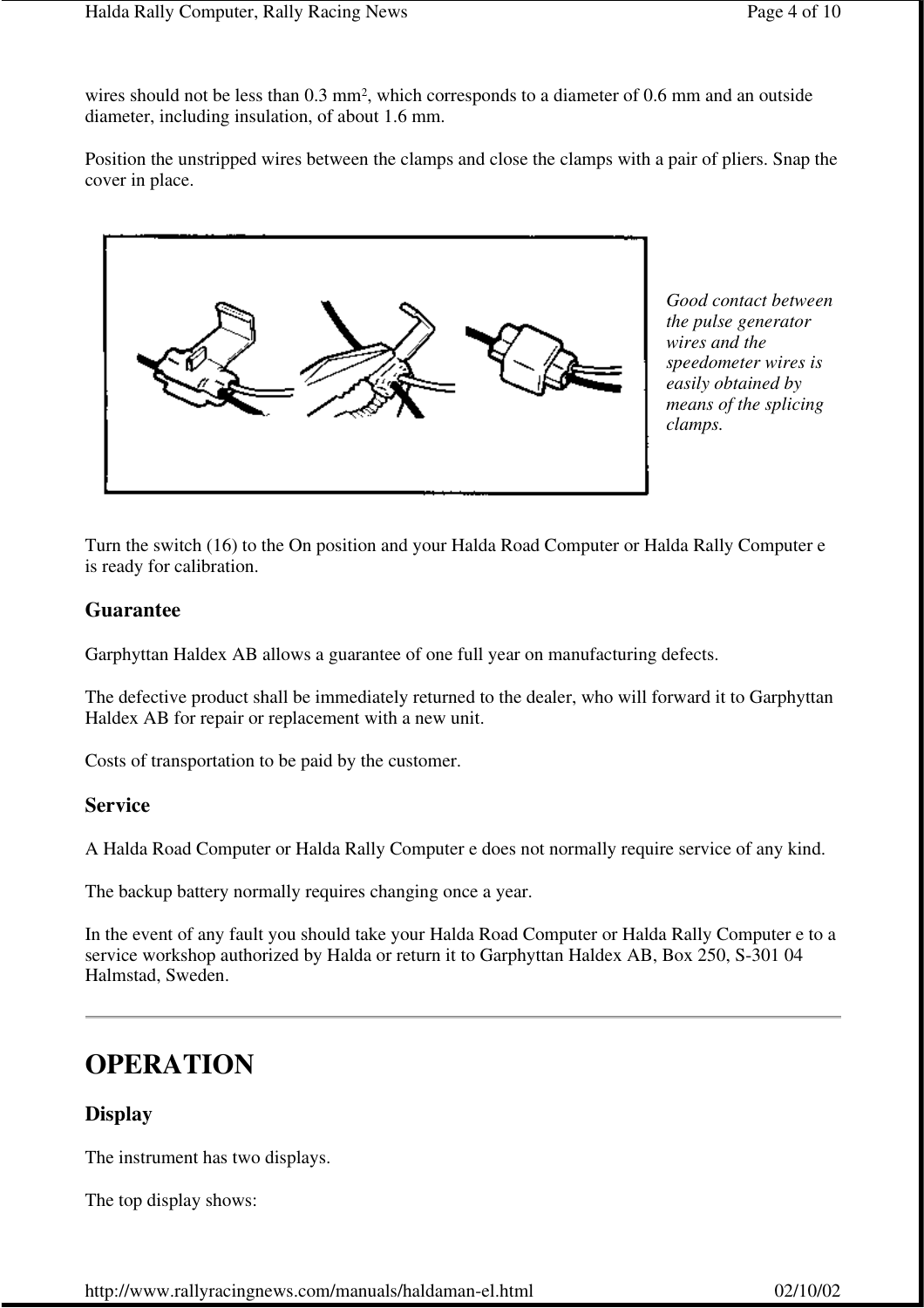wires should not be less than 0.3 $mm^2$, which corresponds to a diameter of 0.6 mm and an outside diameter, including insulation, of about 1.6 mm.

Position the unstripped wires between the clamps and close the clamps with a pair of pliers. Snap the cover in place.

*Good contact between the pulse generator wires and the speedometer wires is easily obtained by means of the splicing clamps.*

Turn the switch (16) to the On position and your Halda Road Computer or Halda Rally Computer e is ready for calibration.

### Guarantee

Garphyttan Haldex AB allows a guarantee of one full year on manufacturing defects.

The defective product shall be immediately returned to the dealer, who will forward it to Garphyttan Haldex AB for repair or replacement with a new unit.

Costs of transportation to be paid by the customer.

### Service

A Halda Road Computer or Halda Rally Computer e does not normally require service of any kind.

The backup battery normally requires changing once a year.

In the event of any fault you should take your Halda Road Computer or Halda Rally Computer e to a service workshop authorized by Halda or return it to Garphyttan Haldex AB, Box 250, S-301 04 Halmstad, Sweden.

---

# OPERATION

### Display

The instrument has two displays.

The top display shows: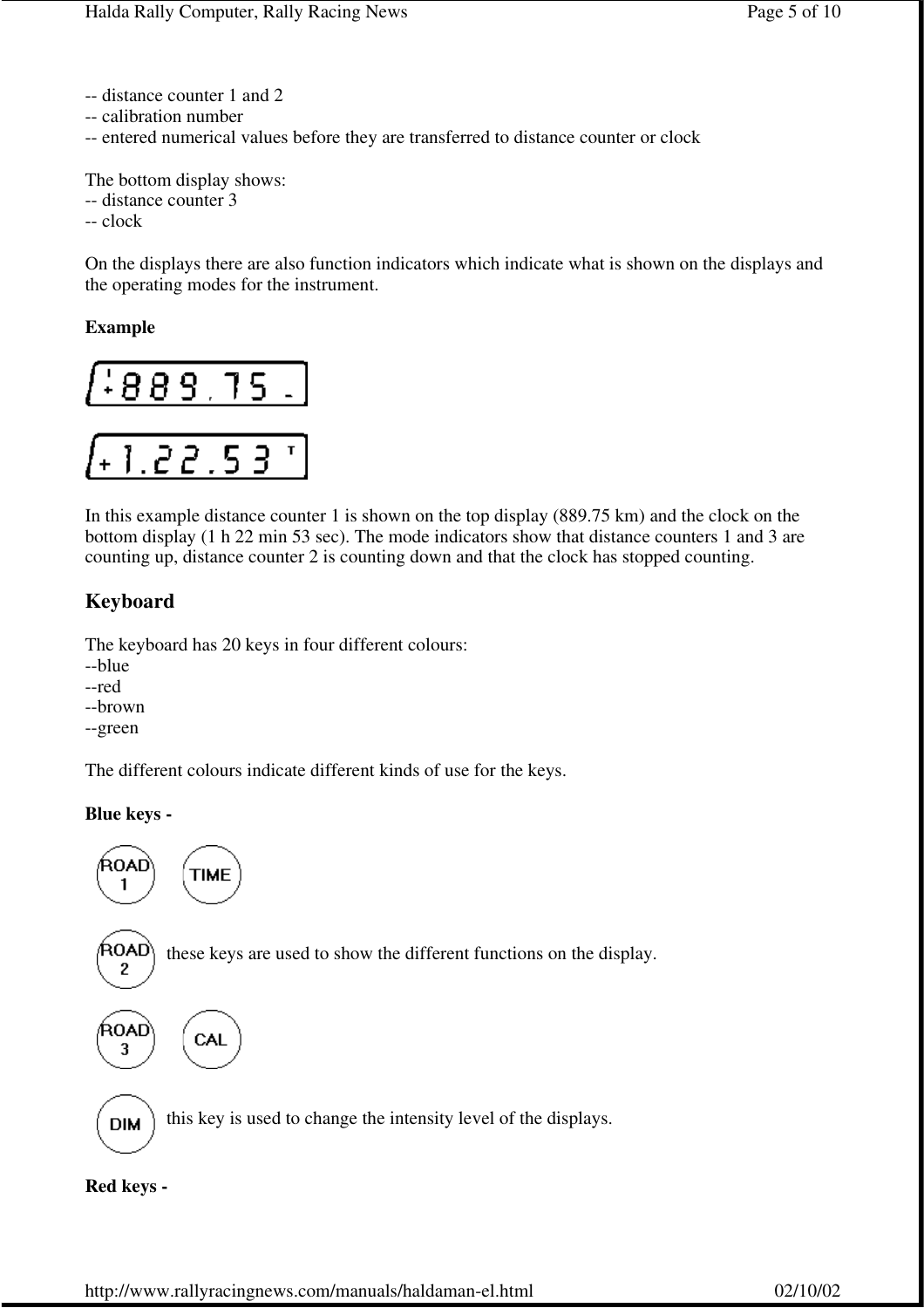-- distance counter 1 and 2
-- calibration number
-- entered numerical values before they are transferred to distance counter or clock

The bottom display shows:
-- distance counter 3
-- clock

On the displays there are also function indicators which indicate what is shown on the displays and the operating modes for the instrument.

**Example**

In this example distance counter 1 is shown on the top display (889.75 km) and the clock on the bottom display (1 h 22 min 53 sec). The mode indicators show that distance counters 1 and 3 are counting up, distance counter 2 is counting down and that the clock has stopped counting.

## Keyboard

The keyboard has 20 keys in four different colours:
--blue
--red
--brown
--green

The different colours indicate different kinds of use for the keys.

**Blue keys -**

ROAD 1 TIME

ROAD 2 these keys are used to show the different functions on the display.

ROAD 3 CAL

DIM this key is used to change the intensity level of the displays.

**Red keys -**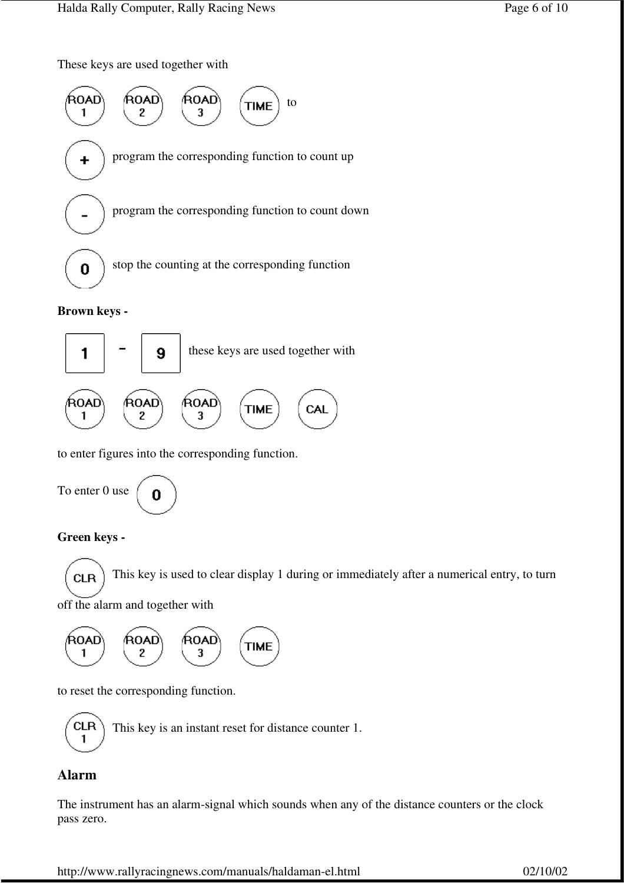These keys are used together with

ROAD 1 ROAD 2 ROAD 3 TIME to

+ program the corresponding function to count up

- program the corresponding function to count down

0 stop the counting at the corresponding function

**Brown keys -**

1 - 9 these keys are used together with

ROAD 1 ROAD 2 ROAD 3 TIME CAL

to enter figures into the corresponding function.

To enter 0 use 0

**Green keys -**

CLR This key is used to clear display 1 during or immediately after a numerical entry, to turn off the alarm and together with

ROAD 1 ROAD 2 ROAD 3 TIME

to reset the corresponding function.

CLR 1 This key is an instant reset for distance counter 1.

## Alarm

The instrument has an alarm-signal which sounds when any of the distance counters or the clock pass zero.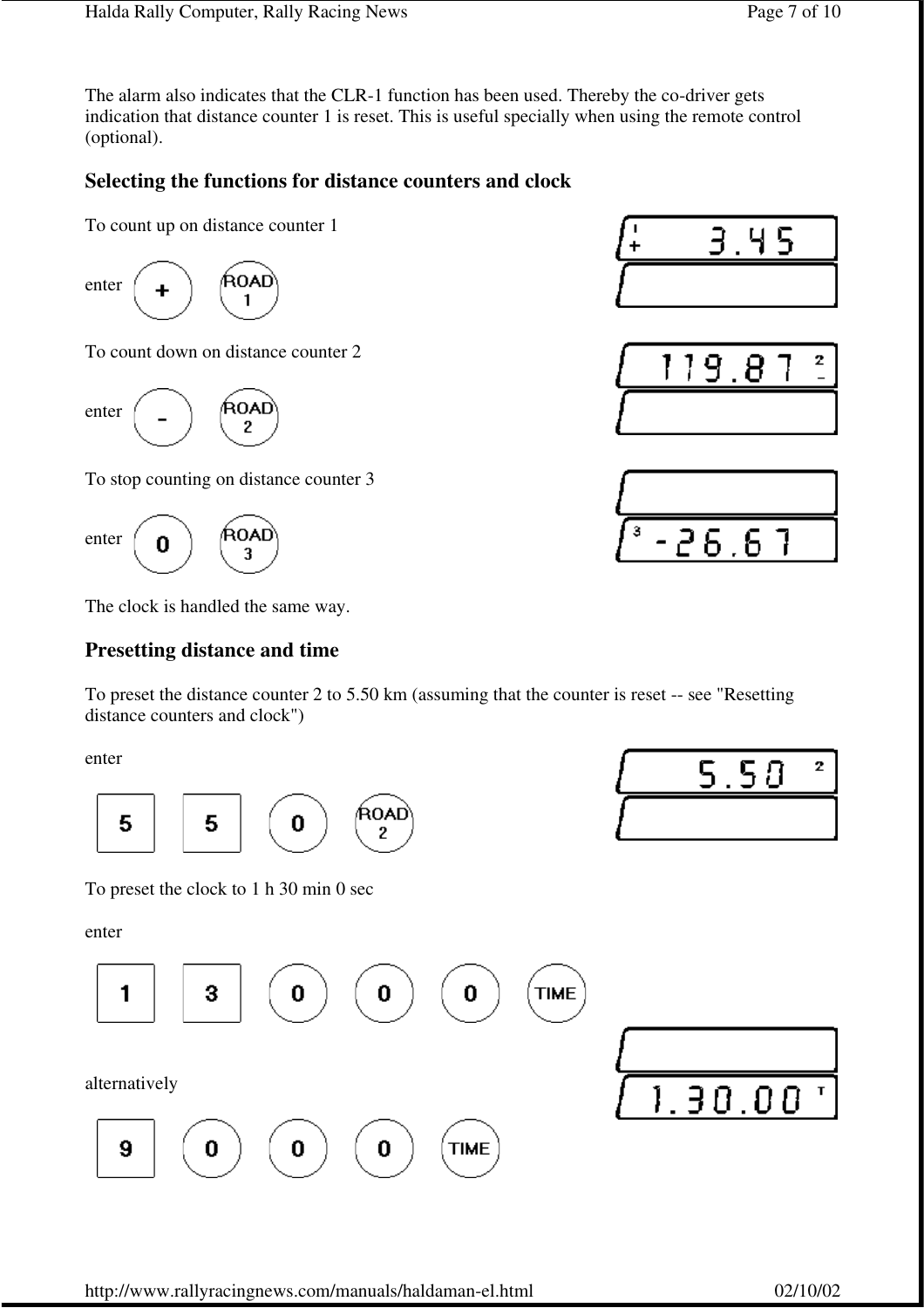The alarm also indicates that the CLR-1 function has been used. Thereby the co-driver gets indication that distance counter 1 is reset. This is useful specially when using the remote control (optional).

### Selecting the functions for distance counters and clock

To count up on distance counter 1

enter + ROAD 1

To count down on distance counter 2

enter - ROAD 2

To stop counting on distance counter 3

enter 0 ROAD 3

The clock is handled the same way.

### Presetting distance and time

To preset the distance counter 2 to 5.50 km (assuming that the counter is reset -- see "Resetting distance counters and clock")

enter

5 5 0 ROAD 2

To preset the clock to 1 h 30 min 0 sec

enter

1 3 0 0 0 TIME

alternatively

9 0 0 0 TIME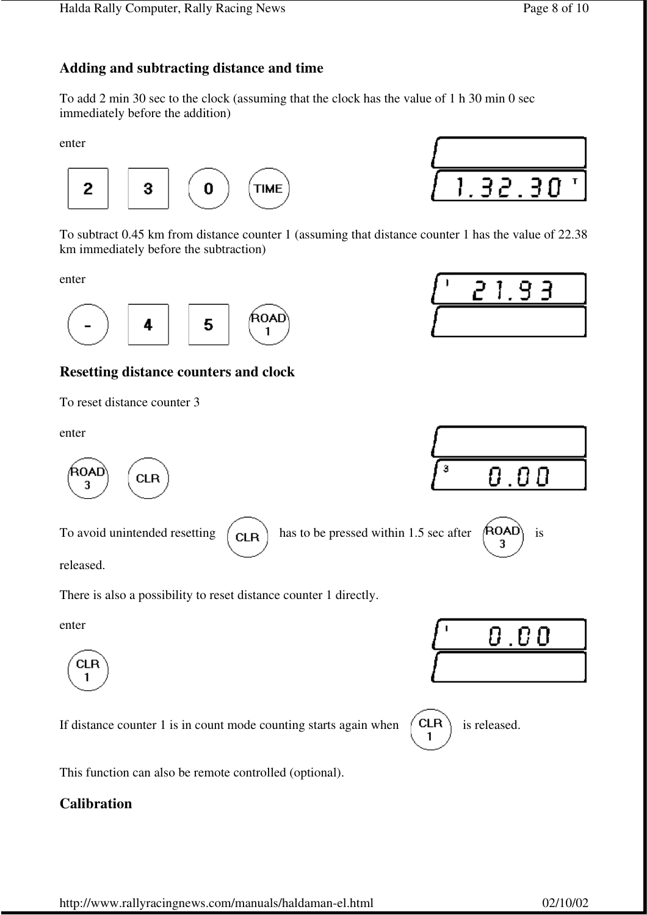## Adding and subtracting distance and time

To add 2 min 30 sec to the clock (assuming that the clock has the value of 1 h 30 min 0 sec immediately before the addition)

enter

2 3 0 TIME

1.32.30 T

To subtract 0.45 km from distance counter 1 (assuming that distance counter 1 has the value of 22.38 km immediately before the subtraction)

enter

- 4 5 ROAD 1

1 21.93

## Resetting distance counters and clock

To reset distance counter 3

enter

ROAD 3 CLR

3 0.00

To avoid unintended resetting CLR has to be pressed within 1.5 sec after ROAD 3 is released.

There is also a possibility to reset distance counter 1 directly.

enter

CLR 1

1 0.00

If distance counter 1 is in count mode counting starts again when CLR 1 is released.

This function can also be remote controlled (optional).

## Calibration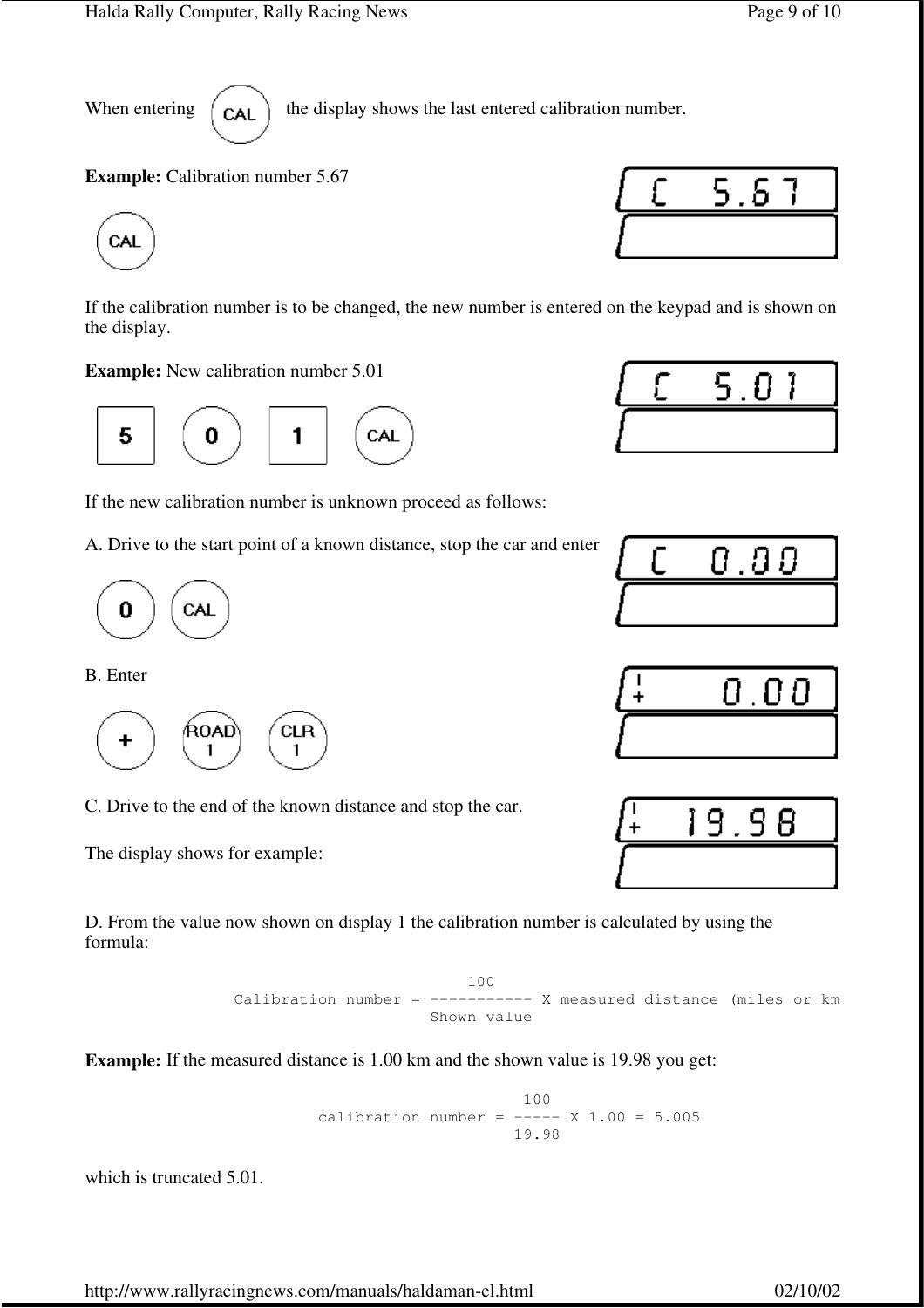When entering CAL the display shows the last entered calibration number.

**Example:** Calibration number 5.67

CAL

If the calibration number is to be changed, the new number is entered on the keypad and is shown on the display.

**Example:** New calibration number 5.01

5 0 1 CAL

If the new calibration number is unknown proceed as follows:

A. Drive to the start point of a known distance, stop the car and enter

0 CAL

B. Enter

\+ ROAD 1 CLR 1

C. Drive to the end of the known distance and stop the car.

The display shows for example:

D. From the value now shown on display 1 the calibration number is calculated by using the formula:

$$\text{Calibration number} = \frac{100}{\text{Shown value}} \times \text{measured distance (miles or km}$$

**Example:** If the measured distance is 1.00 km and the shown value is 19.98 you get:

$$\text{calibration number} = \frac{100}{19.98} \times 1.00 = 5.005$$

which is truncated 5.01.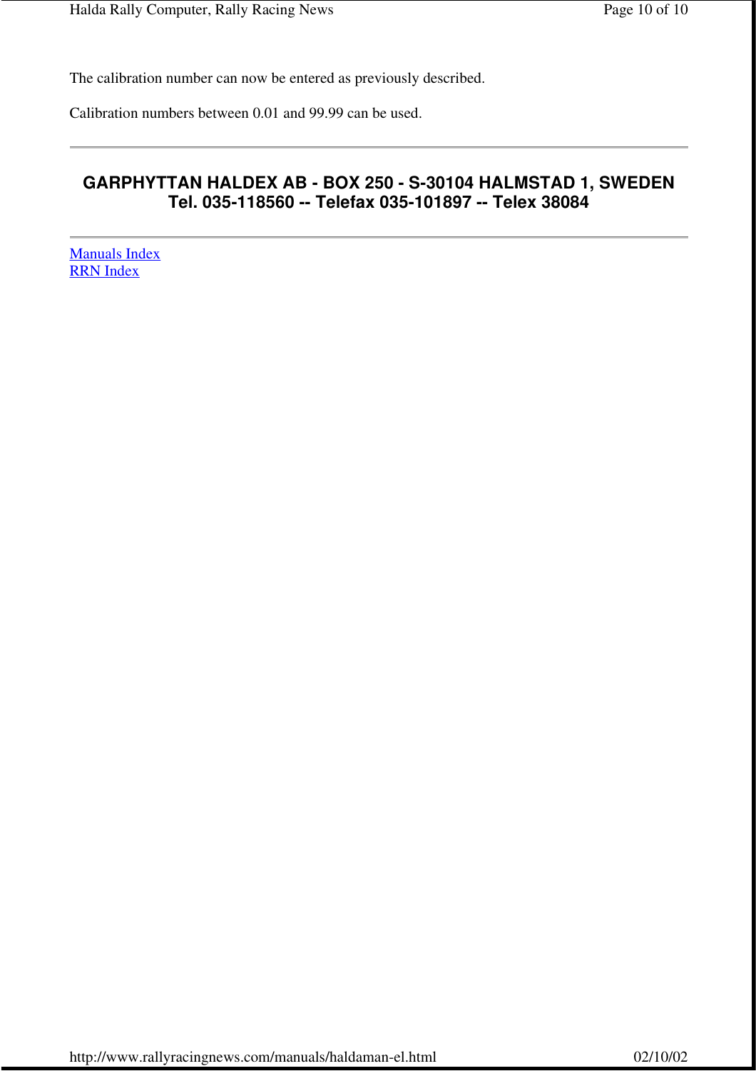The calibration number can now be entered as previously described.

Calibration numbers between 0.01 and 99.99 can be used.

---

**GARPHYTTAN HALDEX AB - BOX 250 - S-30104 HALMSTAD 1, SWEDEN**
**Tel. 035-118560 -- Telefax 035-101897 -- Telex 38084**

---

Manuals Index
RRN Index